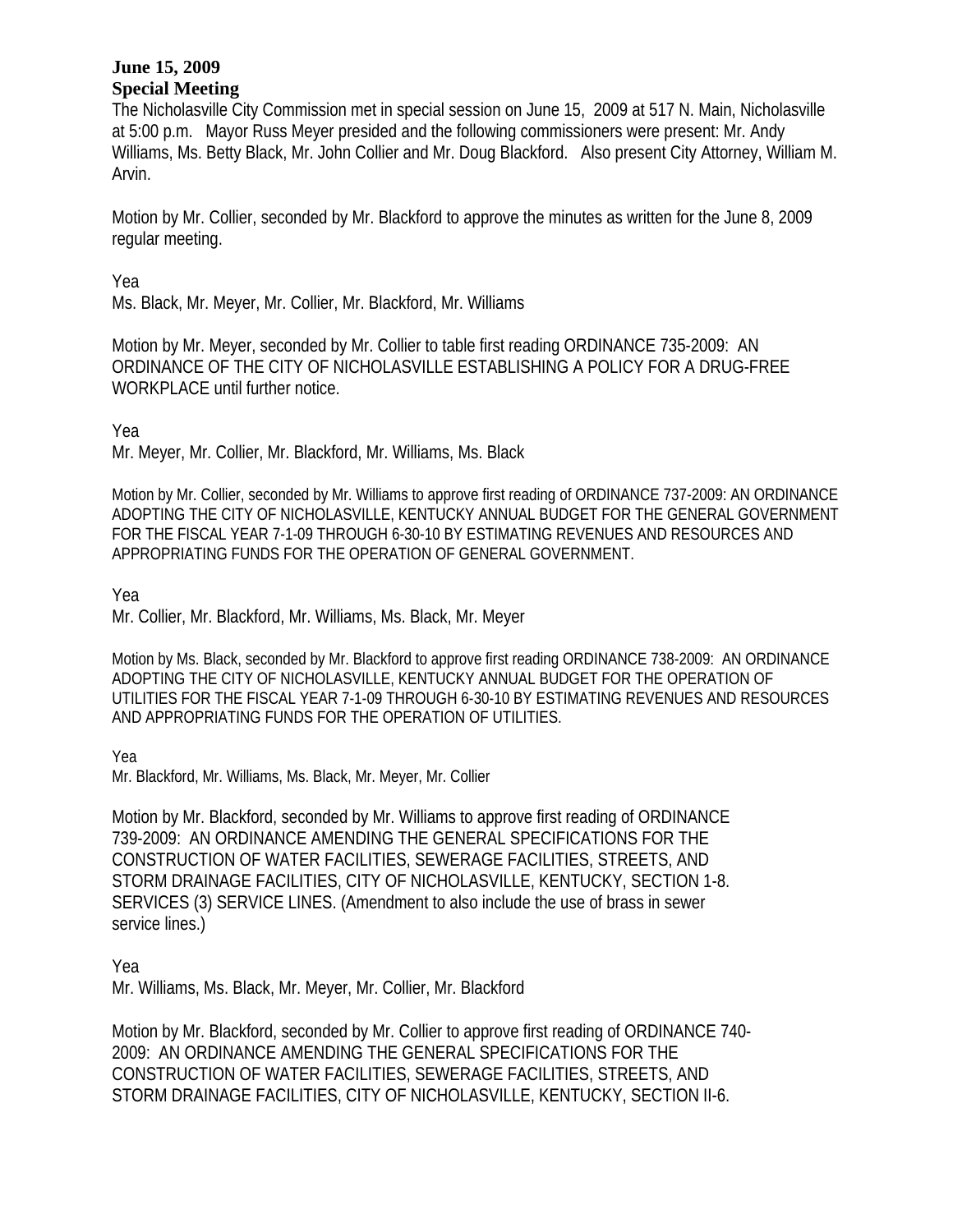**June 15, 2009**
**Special Meeting**

The Nicholasville City Commission met in special session on June 15, 2009 at 517 N. Main, Nicholasville at 5:00 p.m. Mayor Russ Meyer presided and the following commissioners were present: Mr. Andy Williams, Ms. Betty Black, Mr. John Collier and Mr. Doug Blackford. Also present City Attorney, William M. Arvin.

Motion by Mr. Collier, seconded by Mr. Blackford to approve the minutes as written for the June 8, 2009 regular meeting.

Yea
Ms. Black, Mr. Meyer, Mr. Collier, Mr. Blackford, Mr. Williams

Motion by Mr. Meyer, seconded by Mr. Collier to table first reading ORDINANCE 735-2009: AN ORDINANCE OF THE CITY OF NICHOLASVILLE ESTABLISHING A POLICY FOR A DRUG-FREE WORKPLACE until further notice.

Yea
Mr. Meyer, Mr. Collier, Mr. Blackford, Mr. Williams, Ms. Black

Motion by Mr. Collier, seconded by Mr. Williams to approve first reading of ORDINANCE 737-2009: AN ORDINANCE ADOPTING THE CITY OF NICHOLASVILLE, KENTUCKY ANNUAL BUDGET FOR THE GENERAL GOVERNMENT FOR THE FISCAL YEAR 7-1-09 THROUGH 6-30-10 BY ESTIMATING REVENUES AND RESOURCES AND APPROPRIATING FUNDS FOR THE OPERATION OF GENERAL GOVERNMENT.

Yea
Mr. Collier, Mr. Blackford, Mr. Williams, Ms. Black, Mr. Meyer

Motion by Ms. Black, seconded by Mr. Blackford to approve first reading ORDINANCE 738-2009: AN ORDINANCE ADOPTING THE CITY OF NICHOLASVILLE, KENTUCKY ANNUAL BUDGET FOR THE OPERATION OF UTILITIES FOR THE FISCAL YEAR 7-1-09 THROUGH 6-30-10 BY ESTIMATING REVENUES AND RESOURCES AND APPROPRIATING FUNDS FOR THE OPERATION OF UTILITIES.

Yea
Mr. Blackford, Mr. Williams, Ms. Black, Mr. Meyer, Mr. Collier

Motion by Mr. Blackford, seconded by Mr. Williams to approve first reading of ORDINANCE 739-2009: AN ORDINANCE AMENDING THE GENERAL SPECIFICATIONS FOR THE CONSTRUCTION OF WATER FACILITIES, SEWERAGE FACILITIES, STREETS, AND STORM DRAINAGE FACILITIES, CITY OF NICHOLASVILLE, KENTUCKY, SECTION 1-8. SERVICES (3) SERVICE LINES. (Amendment to also include the use of brass in sewer service lines.)

Yea
Mr. Williams, Ms. Black, Mr. Meyer, Mr. Collier, Mr. Blackford

Motion by Mr. Blackford, seconded by Mr. Collier to approve first reading of ORDINANCE 740-2009: AN ORDINANCE AMENDING THE GENERAL SPECIFICATIONS FOR THE CONSTRUCTION OF WATER FACILITIES, SEWERAGE FACILITIES, STREETS, AND STORM DRAINAGE FACILITIES, CITY OF NICHOLASVILLE, KENTUCKY, SECTION II-6.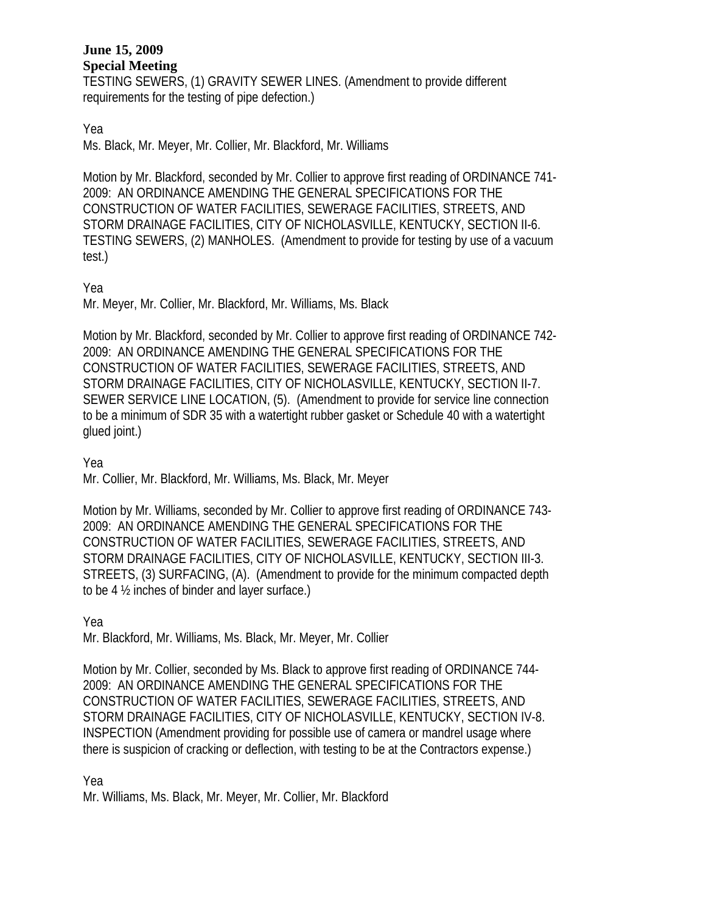**June 15, 2009**
**Special Meeting**

TESTING SEWERS, (1) GRAVITY SEWER LINES. (Amendment to provide different requirements for the testing of pipe defection.)

Yea
Ms. Black, Mr. Meyer, Mr. Collier, Mr. Blackford, Mr. Williams

Motion by Mr. Blackford, seconded by Mr. Collier to approve first reading of ORDINANCE 741-2009: AN ORDINANCE AMENDING THE GENERAL SPECIFICATIONS FOR THE CONSTRUCTION OF WATER FACILITIES, SEWERAGE FACILITIES, STREETS, AND STORM DRAINAGE FACILITIES, CITY OF NICHOLASVILLE, KENTUCKY, SECTION II-6. TESTING SEWERS, (2) MANHOLES. (Amendment to provide for testing by use of a vacuum test.)

Yea
Mr. Meyer, Mr. Collier, Mr. Blackford, Mr. Williams, Ms. Black

Motion by Mr. Blackford, seconded by Mr. Collier to approve first reading of ORDINANCE 742-2009: AN ORDINANCE AMENDING THE GENERAL SPECIFICATIONS FOR THE CONSTRUCTION OF WATER FACILITIES, SEWERAGE FACILITIES, STREETS, AND STORM DRAINAGE FACILITIES, CITY OF NICHOLASVILLE, KENTUCKY, SECTION II-7. SEWER SERVICE LINE LOCATION, (5). (Amendment to provide for service line connection to be a minimum of SDR 35 with a watertight rubber gasket or Schedule 40 with a watertight glued joint.)

Yea
Mr. Collier, Mr. Blackford, Mr. Williams, Ms. Black, Mr. Meyer

Motion by Mr. Williams, seconded by Mr. Collier to approve first reading of ORDINANCE 743-2009: AN ORDINANCE AMENDING THE GENERAL SPECIFICATIONS FOR THE CONSTRUCTION OF WATER FACILITIES, SEWERAGE FACILITIES, STREETS, AND STORM DRAINAGE FACILITIES, CITY OF NICHOLASVILLE, KENTUCKY, SECTION III-3. STREETS, (3) SURFACING, (A). (Amendment to provide for the minimum compacted depth to be 4 ½ inches of binder and layer surface.)

Yea
Mr. Blackford, Mr. Williams, Ms. Black, Mr. Meyer, Mr. Collier

Motion by Mr. Collier, seconded by Ms. Black to approve first reading of ORDINANCE 744-2009: AN ORDINANCE AMENDING THE GENERAL SPECIFICATIONS FOR THE CONSTRUCTION OF WATER FACILITIES, SEWERAGE FACILITIES, STREETS, AND STORM DRAINAGE FACILITIES, CITY OF NICHOLASVILLE, KENTUCKY, SECTION IV-8. INSPECTION (Amendment providing for possible use of camera or mandrel usage where there is suspicion of cracking or deflection, with testing to be at the Contractors expense.)

Yea
Mr. Williams, Ms. Black, Mr. Meyer, Mr. Collier, Mr. Blackford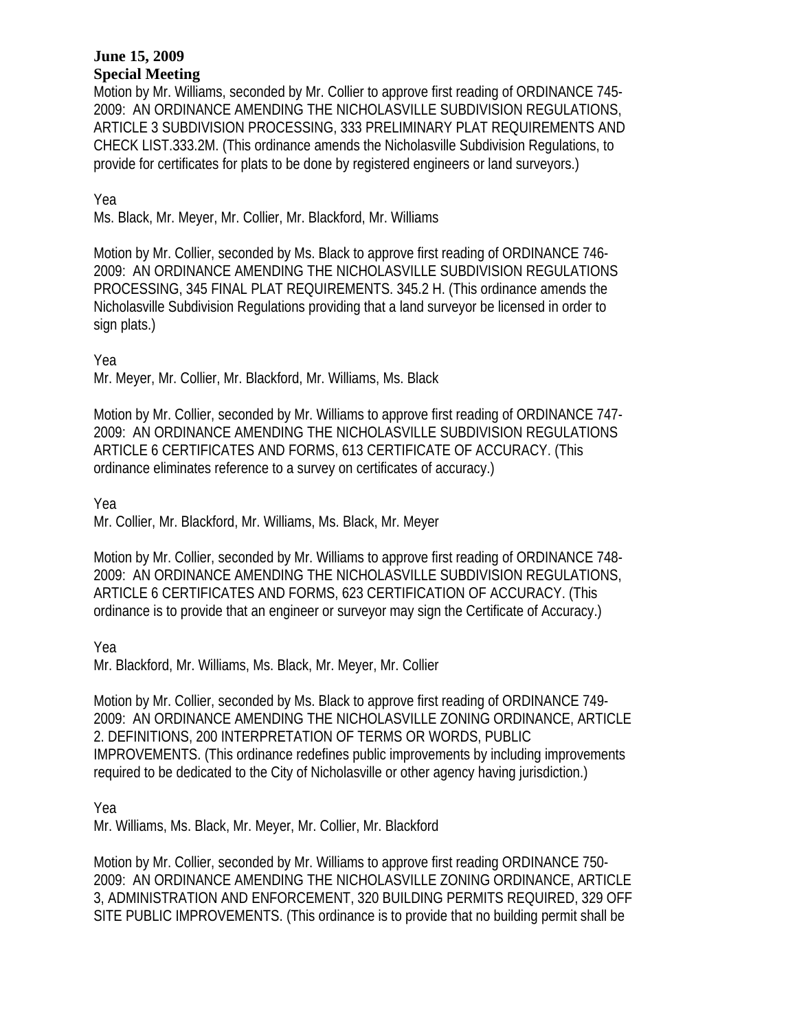**June 15, 2009**
**Special Meeting**

Motion by Mr. Williams, seconded by Mr. Collier to approve first reading of ORDINANCE 745-2009: AN ORDINANCE AMENDING THE NICHOLASVILLE SUBDIVISION REGULATIONS, ARTICLE 3 SUBDIVISION PROCESSING, 333 PRELIMINARY PLAT REQUIREMENTS AND CHECK LIST.333.2M. (This ordinance amends the Nicholasville Subdivision Regulations, to provide for certificates for plats to be done by registered engineers or land surveyors.)

Yea
Ms. Black, Mr. Meyer, Mr. Collier, Mr. Blackford, Mr. Williams

Motion by Mr. Collier, seconded by Ms. Black to approve first reading of ORDINANCE 746-2009: AN ORDINANCE AMENDING THE NICHOLASVILLE SUBDIVISION REGULATIONS PROCESSING, 345 FINAL PLAT REQUIREMENTS. 345.2 H. (This ordinance amends the Nicholasville Subdivision Regulations providing that a land surveyor be licensed in order to sign plats.)

Yea
Mr. Meyer, Mr. Collier, Mr. Blackford, Mr. Williams, Ms. Black

Motion by Mr. Collier, seconded by Mr. Williams to approve first reading of ORDINANCE 747-2009: AN ORDINANCE AMENDING THE NICHOLASVILLE SUBDIVISION REGULATIONS ARTICLE 6 CERTIFICATES AND FORMS, 613 CERTIFICATE OF ACCURACY. (This ordinance eliminates reference to a survey on certificates of accuracy.)

Yea
Mr. Collier, Mr. Blackford, Mr. Williams, Ms. Black, Mr. Meyer

Motion by Mr. Collier, seconded by Mr. Williams to approve first reading of ORDINANCE 748-2009: AN ORDINANCE AMENDING THE NICHOLASVILLE SUBDIVISION REGULATIONS, ARTICLE 6 CERTIFICATES AND FORMS, 623 CERTIFICATION OF ACCURACY. (This ordinance is to provide that an engineer or surveyor may sign the Certificate of Accuracy.)

Yea
Mr. Blackford, Mr. Williams, Ms. Black, Mr. Meyer, Mr. Collier

Motion by Mr. Collier, seconded by Ms. Black to approve first reading of ORDINANCE 749-2009: AN ORDINANCE AMENDING THE NICHOLASVILLE ZONING ORDINANCE, ARTICLE 2. DEFINITIONS, 200 INTERPRETATION OF TERMS OR WORDS, PUBLIC IMPROVEMENTS. (This ordinance redefines public improvements by including improvements required to be dedicated to the City of Nicholasville or other agency having jurisdiction.)

Yea
Mr. Williams, Ms. Black, Mr. Meyer, Mr. Collier, Mr. Blackford

Motion by Mr. Collier, seconded by Mr. Williams to approve first reading ORDINANCE 750-2009: AN ORDINANCE AMENDING THE NICHOLASVILLE ZONING ORDINANCE, ARTICLE 3, ADMINISTRATION AND ENFORCEMENT, 320 BUILDING PERMITS REQUIRED, 329 OFF SITE PUBLIC IMPROVEMENTS. (This ordinance is to provide that no building permit shall be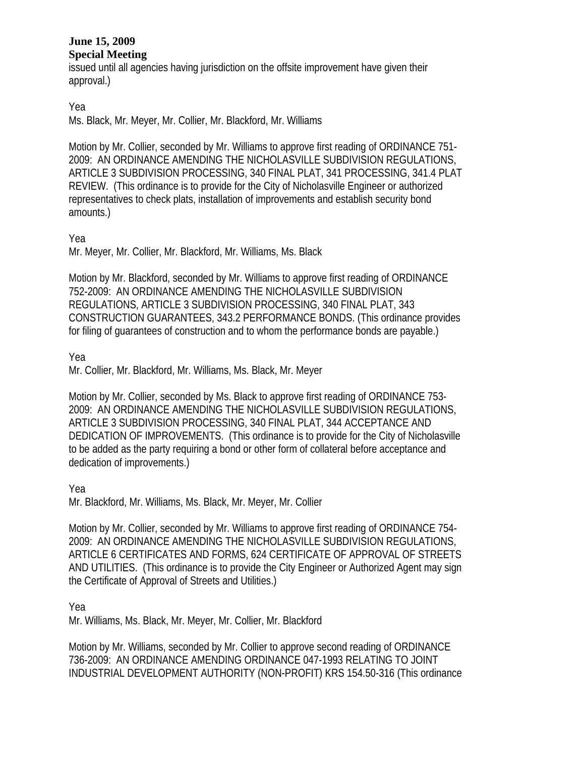issued until all agencies having jurisdiction on the offsite improvement have given their approval.)

Yea
Ms. Black, Mr. Meyer, Mr. Collier, Mr. Blackford, Mr. Williams

Motion by Mr. Collier, seconded by Mr. Williams to approve first reading of ORDINANCE 751-2009: AN ORDINANCE AMENDING THE NICHOLASVILLE SUBDIVISION REGULATIONS, ARTICLE 3 SUBDIVISION PROCESSING, 340 FINAL PLAT, 341 PROCESSING, 341.4 PLAT REVIEW. (This ordinance is to provide for the City of Nicholasville Engineer or authorized representatives to check plats, installation of improvements and establish security bond amounts.)

Yea
Mr. Meyer, Mr. Collier, Mr. Blackford, Mr. Williams, Ms. Black

Motion by Mr. Blackford, seconded by Mr. Williams to approve first reading of ORDINANCE 752-2009: AN ORDINANCE AMENDING THE NICHOLASVILLE SUBDIVISION REGULATIONS, ARTICLE 3 SUBDIVISION PROCESSING, 340 FINAL PLAT, 343 CONSTRUCTION GUARANTEES, 343.2 PERFORMANCE BONDS. (This ordinance provides for filing of guarantees of construction and to whom the performance bonds are payable.)

Yea
Mr. Collier, Mr. Blackford, Mr. Williams, Ms. Black, Mr. Meyer

Motion by Mr. Collier, seconded by Ms. Black to approve first reading of ORDINANCE 753-2009: AN ORDINANCE AMENDING THE NICHOLASVILLE SUBDIVISION REGULATIONS, ARTICLE 3 SUBDIVISION PROCESSING, 340 FINAL PLAT, 344 ACCEPTANCE AND DEDICATION OF IMPROVEMENTS. (This ordinance is to provide for the City of Nicholasville to be added as the party requiring a bond or other form of collateral before acceptance and dedication of improvements.)

Yea
Mr. Blackford, Mr. Williams, Ms. Black, Mr. Meyer, Mr. Collier

Motion by Mr. Collier, seconded by Mr. Williams to approve first reading of ORDINANCE 754-2009: AN ORDINANCE AMENDING THE NICHOLASVILLE SUBDIVISION REGULATIONS, ARTICLE 6 CERTIFICATES AND FORMS, 624 CERTIFICATE OF APPROVAL OF STREETS AND UTILITIES. (This ordinance is to provide the City Engineer or Authorized Agent may sign the Certificate of Approval of Streets and Utilities.)

Yea
Mr. Williams, Ms. Black, Mr. Meyer, Mr. Collier, Mr. Blackford

Motion by Mr. Williams, seconded by Mr. Collier to approve second reading of ORDINANCE 736-2009: AN ORDINANCE AMENDING ORDINANCE 047-1993 RELATING TO JOINT INDUSTRIAL DEVELOPMENT AUTHORITY (NON-PROFIT) KRS 154.50-316 (This ordinance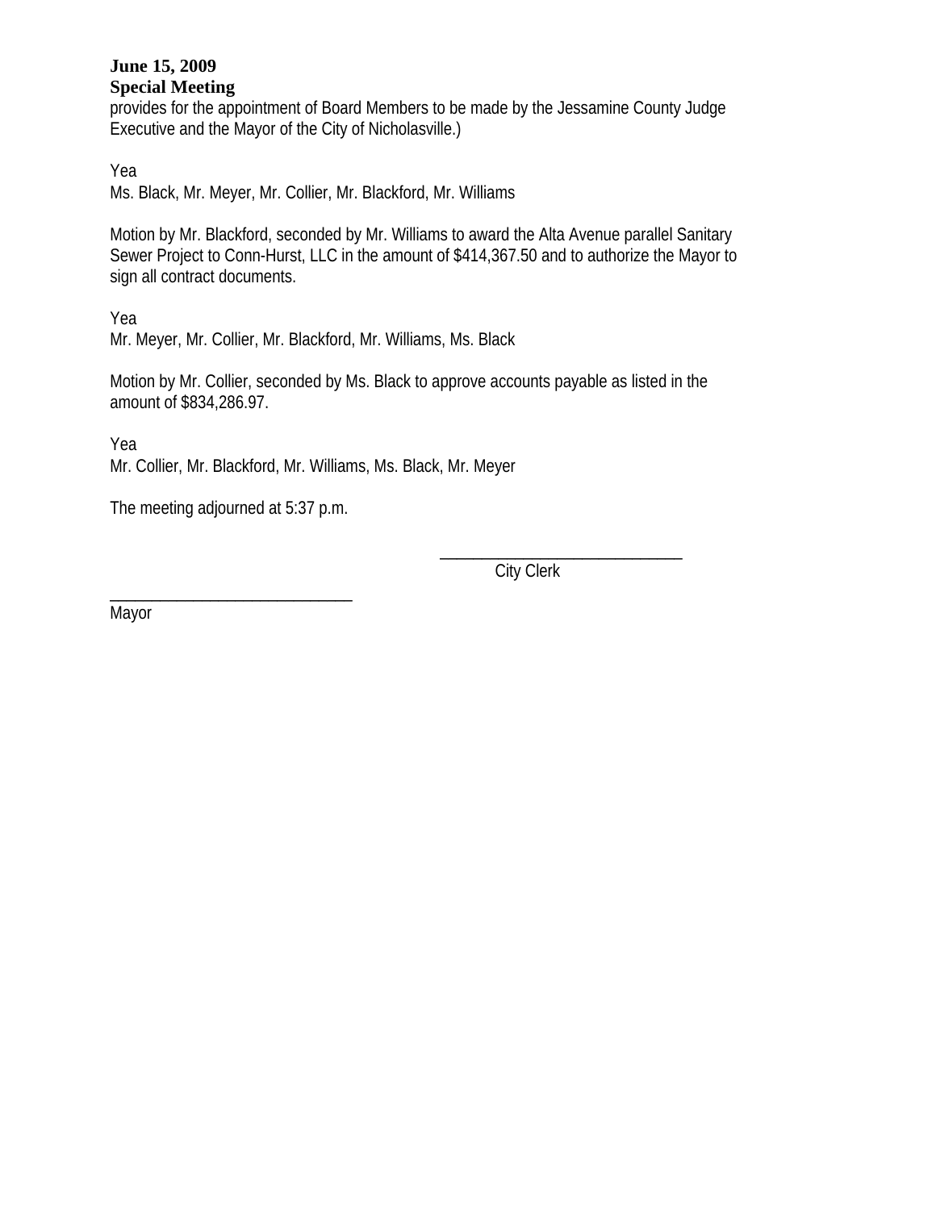provides for the appointment of Board Members to be made by the Jessamine County Judge Executive and the Mayor of the City of Nicholasville.)

Yea
Ms. Black, Mr. Meyer, Mr. Collier, Mr. Blackford, Mr. Williams

Motion by Mr. Blackford, seconded by Mr. Williams to award the Alta Avenue parallel Sanitary Sewer Project to Conn-Hurst, LLC in the amount of $414,367.50 and to authorize the Mayor to sign all contract documents.

Yea
Mr. Meyer, Mr. Collier, Mr. Blackford, Mr. Williams, Ms. Black

Motion by Mr. Collier, seconded by Ms. Black to approve accounts payable as listed in the amount of $834,286.97.

Yea
Mr. Collier, Mr. Blackford, Mr. Williams, Ms. Black, Mr. Meyer

The meeting adjourned at 5:37 p.m.

\_\_\_\_\_\_\_\_\_\_\_\_\_\_\_\_\_\_\_\_\_\_\_\_\_\_\_\_
City Clerk

\_\_\_\_\_\_\_\_\_\_\_\_\_\_\_\_\_\_\_\_\_\_\_\_\_\_\_\_
Mayor